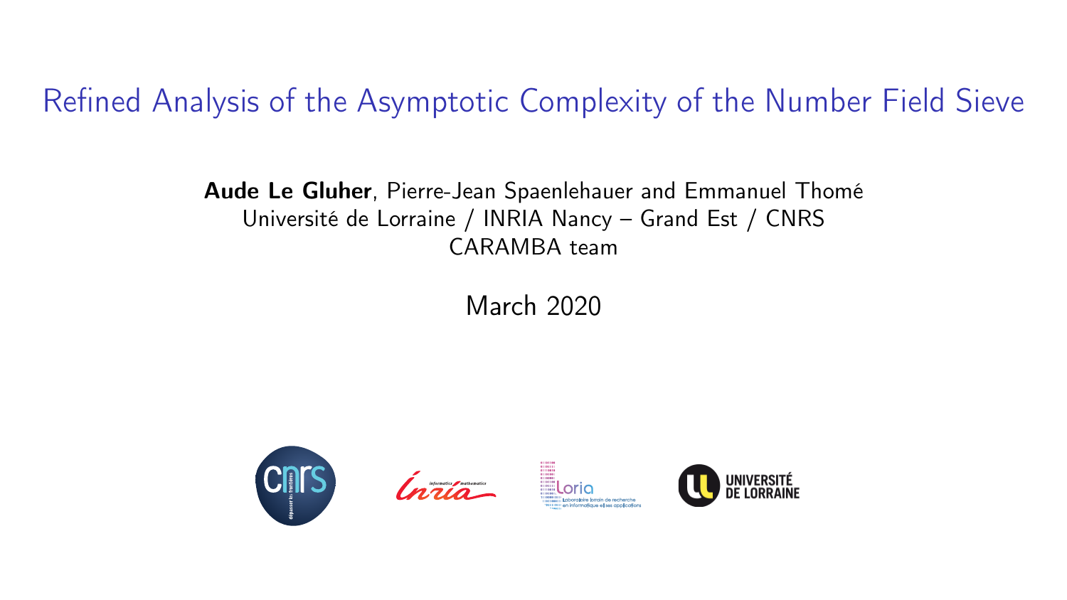# Refined Analysis of the Asymptotic Complexity of the Number Field Sieve

**Aude Le Gluher**, Pierre-Jean Spaenlehauer and Emmanuel Thomé
Université de Lorraine / INRIA Nancy – Grand Est / CNRS
CARAMBA team

March 2020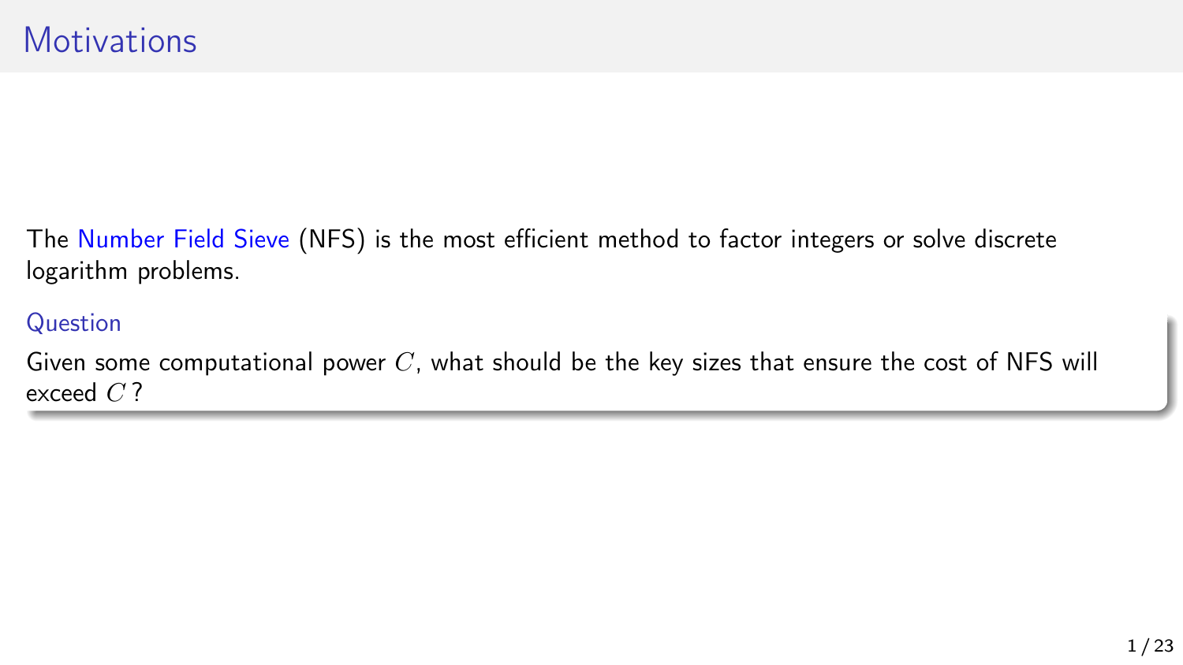# Motivations

The Number Field Sieve (NFS) is the most efficient method to factor integers or solve discrete logarithm problems.

**Question**

Given some computational power $C$, what should be the key sizes that ensure the cost of NFS will exceed $C$?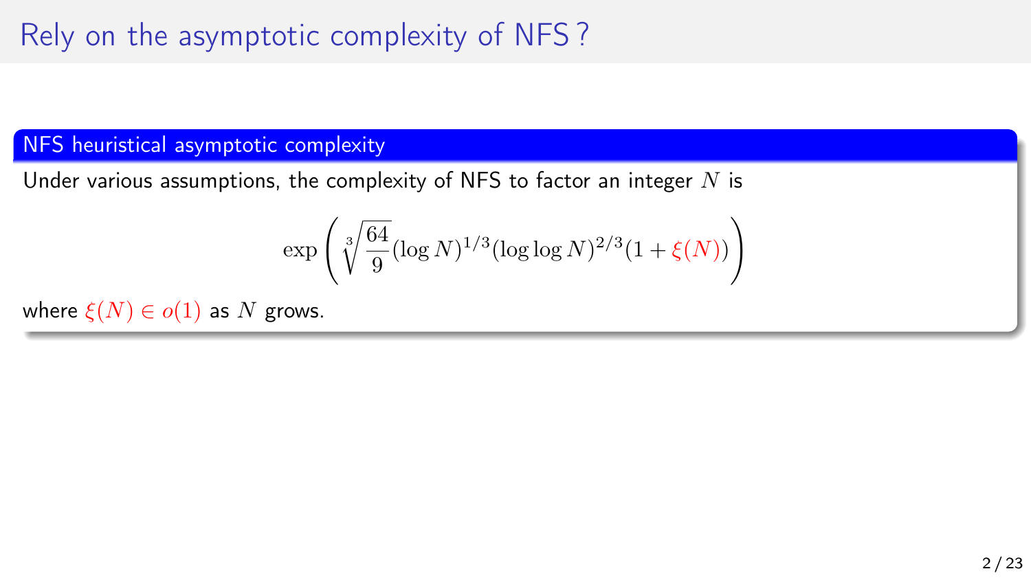# Rely on the asymptotic complexity of NFS ?

### NFS heuristical asymptotic complexity

Under various assumptions, the complexity of NFS to factor an integer $N$ is

$$\exp\left(\sqrt[3]{\frac{64}{9}}(\log N)^{1/3}(\log\log N)^{2/3}(1+\xi(N))\right)$$

where $\xi(N) \in o(1)$ as $N$ grows.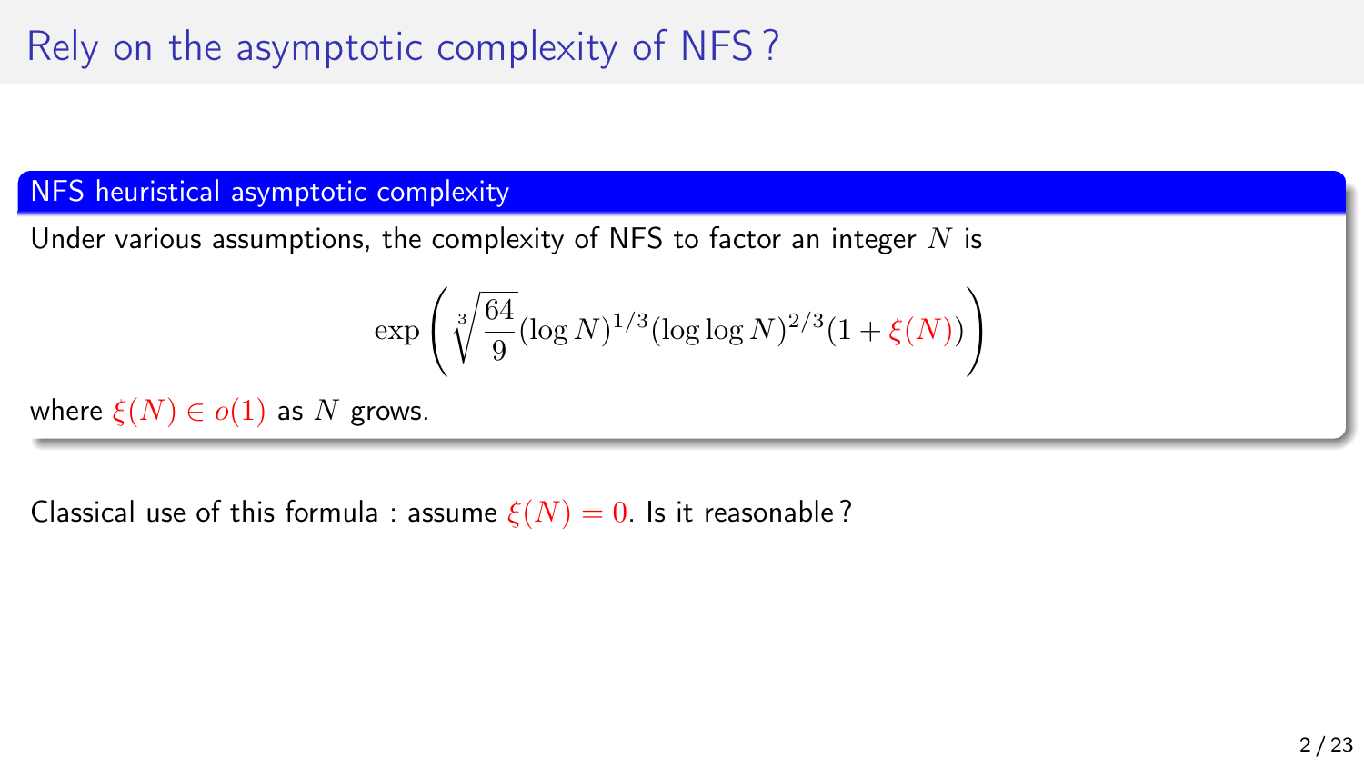# Rely on the asymptotic complexity of NFS ?

### NFS heuristical asymptotic complexity

Under various assumptions, the complexity of NFS to factor an integer $N$ is

$$\exp\left(\sqrt[3]{\frac{64}{9}}(\log N)^{1/3}(\log\log N)^{2/3}(1+\xi(N))\right)$$

where $\xi(N) \in o(1)$ as $N$ grows.

Classical use of this formula : assume $\xi(N) = 0$. Is it reasonable ?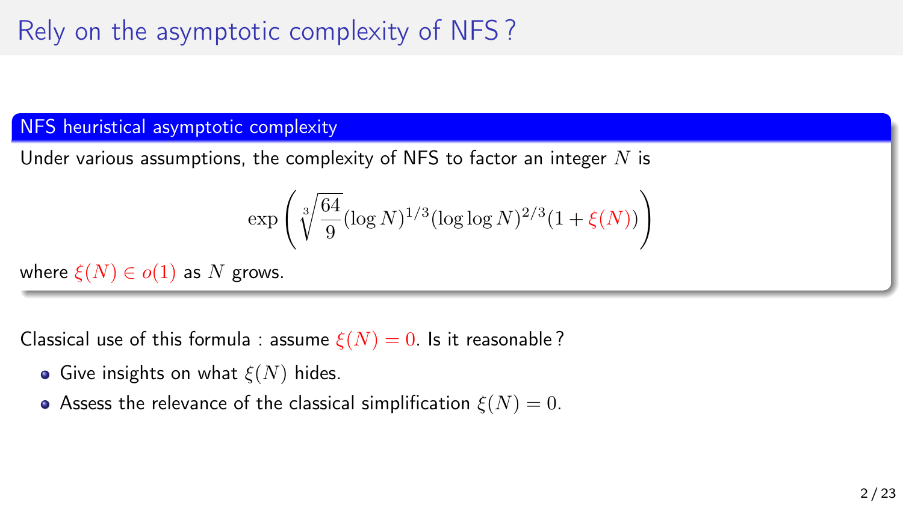# Rely on the asymptotic complexity of NFS ?

### NFS heuristical asymptotic complexity

Under various assumptions, the complexity of NFS to factor an integer $N$ is

$$\exp\left(\sqrt[3]{\frac{64}{9}}(\log N)^{1/3}(\log\log N)^{2/3}(1+\xi(N))\right)$$

where $\xi(N) \in o(1)$ as $N$ grows.

Classical use of this formula : assume $\xi(N) = 0$. Is it reasonable ?

- Give insights on what $\xi(N)$ hides.
- Assess the relevance of the classical simplification $\xi(N) = 0$.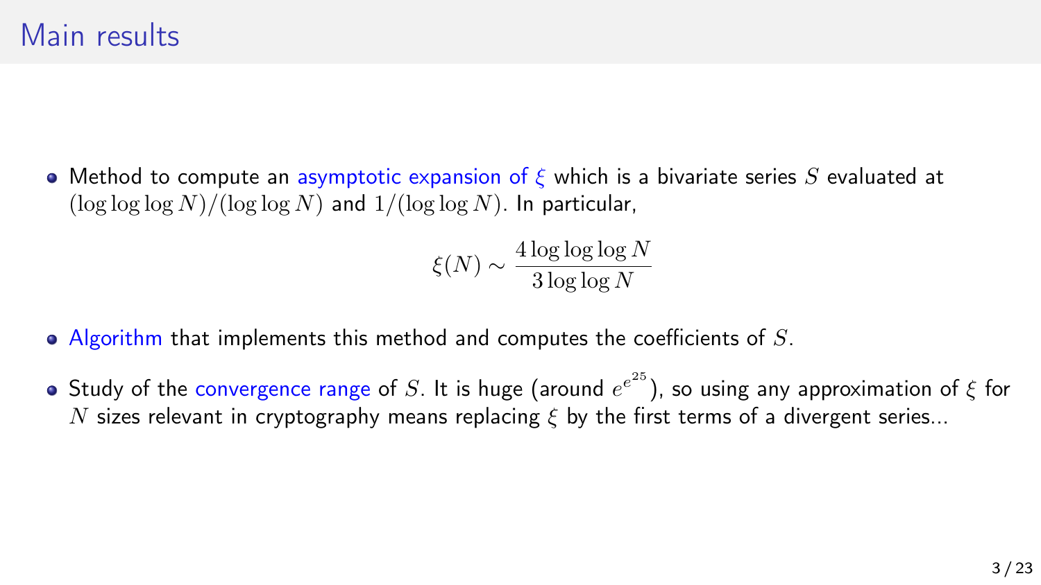# Main results

- Method to compute an asymptotic expansion of $\xi$ which is a bivariate series $S$ evaluated at $(\log\log\log N)/(\log\log N)$ and $1/(\log\log N)$. In particular,

$$\xi(N) \sim \frac{4\log\log\log N}{3\log\log N}$$

- Algorithm that implements this method and computes the coefficients of $S$.
- Study of the convergence range of $S$. It is huge (around $e^{e^{25}}$), so using any approximation of $\xi$ for $N$ sizes relevant in cryptography means replacing $\xi$ by the first terms of a divergent series...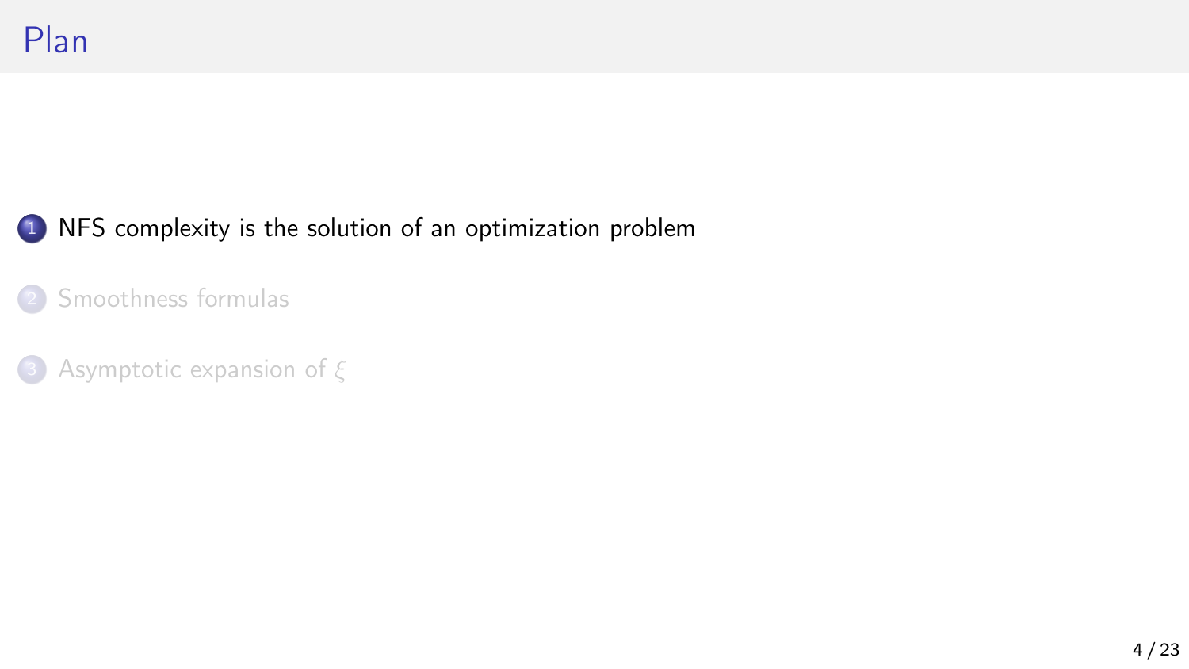# Plan

1. NFS complexity is the solution of an optimization problem
2. Smoothness formulas
3. Asymptotic expansion of $\xi$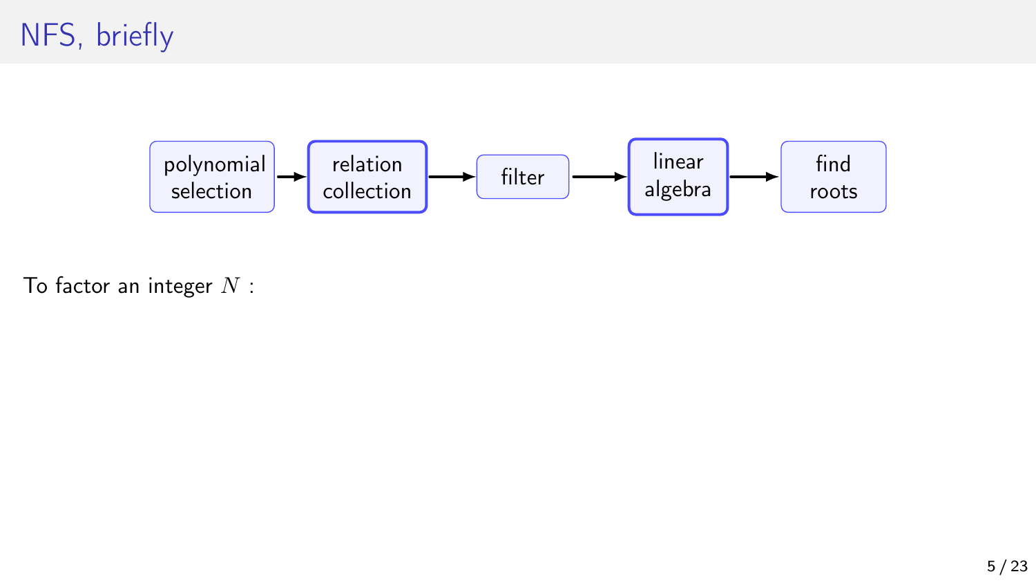# NFS, briefly

polynomial selection → relation collection → filter → linear algebra → find roots

To factor an integer $N$ :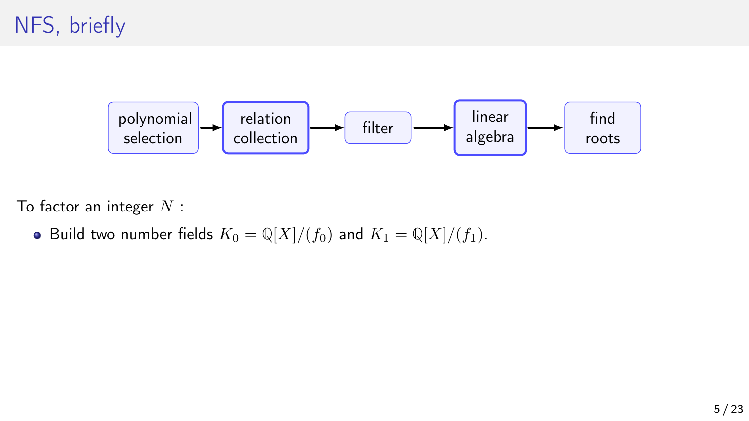# NFS, briefly

polynomial selection → relation collection → filter → linear algebra → find roots

To factor an integer $N$ :

- Build two number fields $K_0 = \mathbb{Q}[X]/(f_0)$ and $K_1 = \mathbb{Q}[X]/(f_1)$.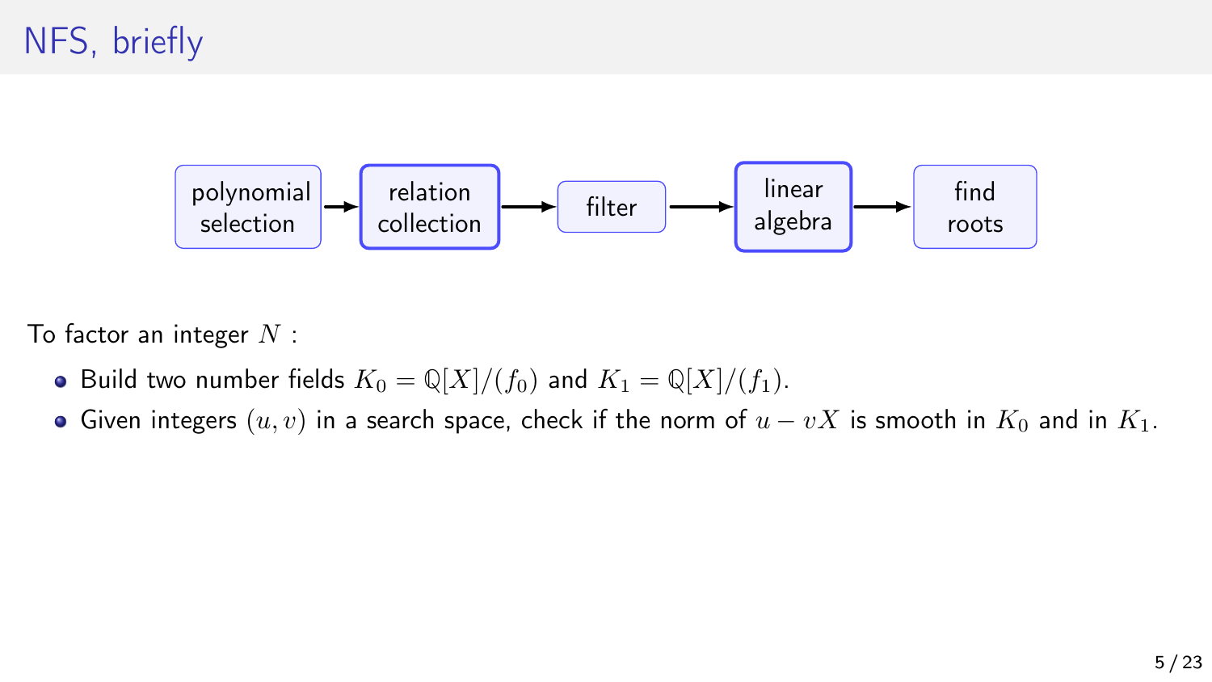# NFS, briefly

polynomial selection → relation collection → filter → linear algebra → find roots

To factor an integer $N$ :

- Build two number fields $K_0 = \mathbb{Q}[X]/(f_0)$ and $K_1 = \mathbb{Q}[X]/(f_1)$.
- Given integers $(u, v)$ in a search space, check if the norm of $u - vX$ is smooth in $K_0$ and in $K_1$.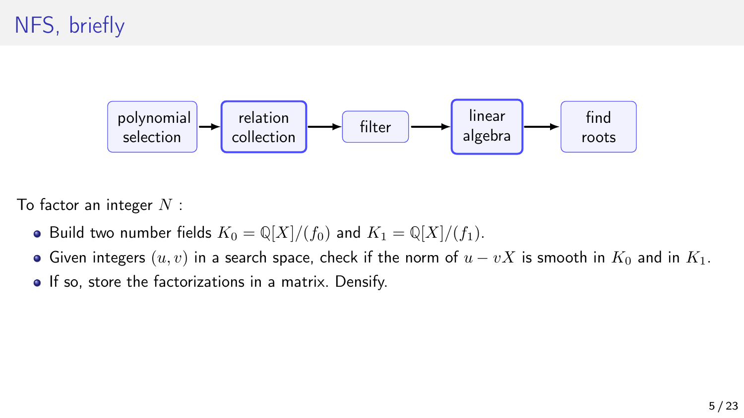# NFS, briefly

polynomial selection → relation collection → filter → linear algebra → find roots

To factor an integer $N$ :

- Build two number fields $K_0 = \mathbb{Q}[X]/(f_0)$ and $K_1 = \mathbb{Q}[X]/(f_1)$.
- Given integers $(u, v)$ in a search space, check if the norm of $u - vX$ is smooth in $K_0$ and in $K_1$.
- If so, store the factorizations in a matrix. Densify.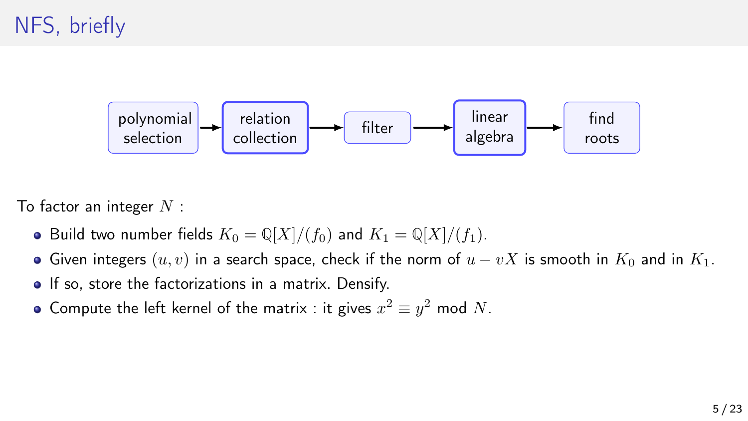# NFS, briefly

polynomial selection → relation collection → filter → linear algebra → find roots

To factor an integer $N$ :

- Build two number fields $K_0 = \mathbb{Q}[X]/(f_0)$ and $K_1 = \mathbb{Q}[X]/(f_1)$.
- Given integers $(u, v)$ in a search space, check if the norm of $u - vX$ is smooth in $K_0$ and in $K_1$.
- If so, store the factorizations in a matrix. Densify.
- Compute the left kernel of the matrix : it gives $x^2 \equiv y^2 \bmod N$.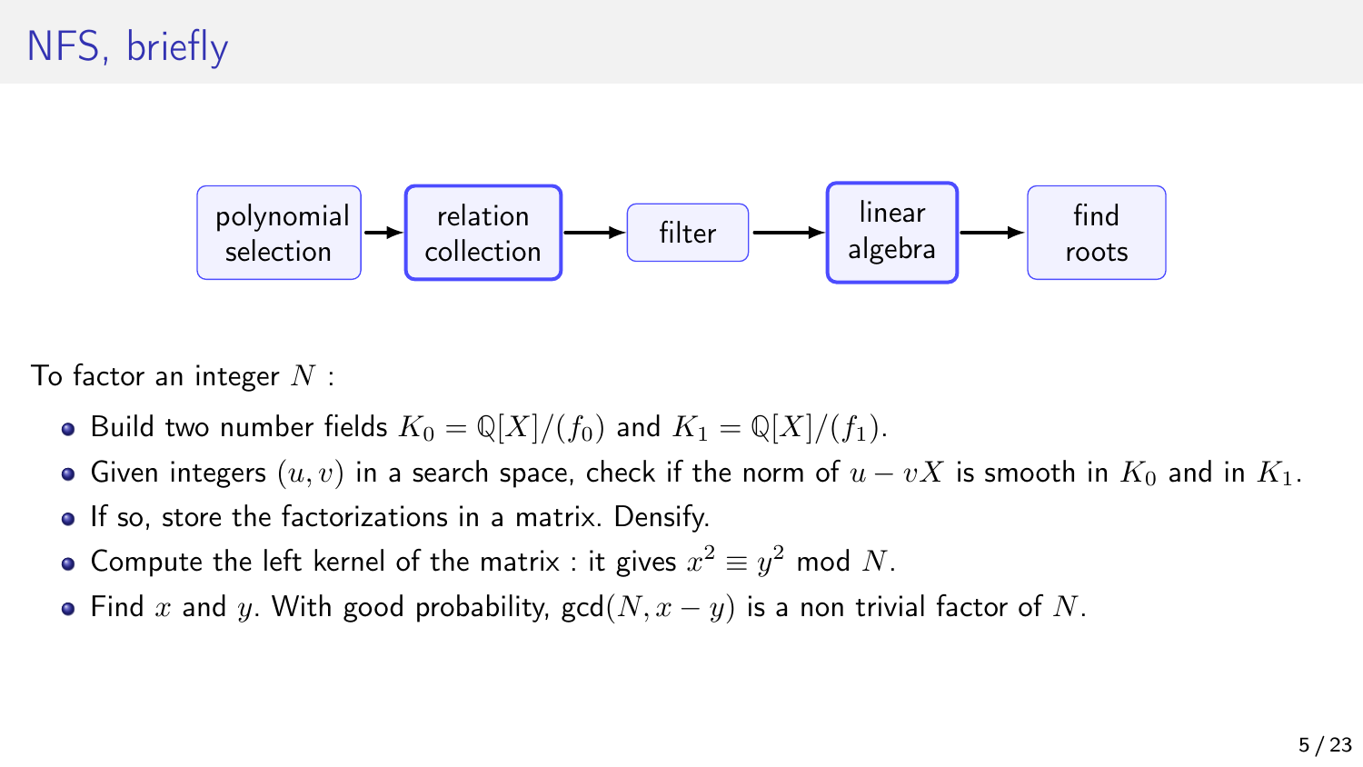# NFS, briefly

polynomial selection → relation collection → filter → linear algebra → find roots

To factor an integer $N$ :

- Build two number fields $K_0 = \mathbb{Q}[X]/(f_0)$ and $K_1 = \mathbb{Q}[X]/(f_1)$.
- Given integers $(u, v)$ in a search space, check if the norm of $u - vX$ is smooth in $K_0$ and in $K_1$.
- If so, store the factorizations in a matrix. Densify.
- Compute the left kernel of the matrix : it gives $x^2 \equiv y^2 \bmod N$.
- Find $x$ and $y$. With good probability, $\gcd(N, x - y)$ is a non trivial factor of $N$.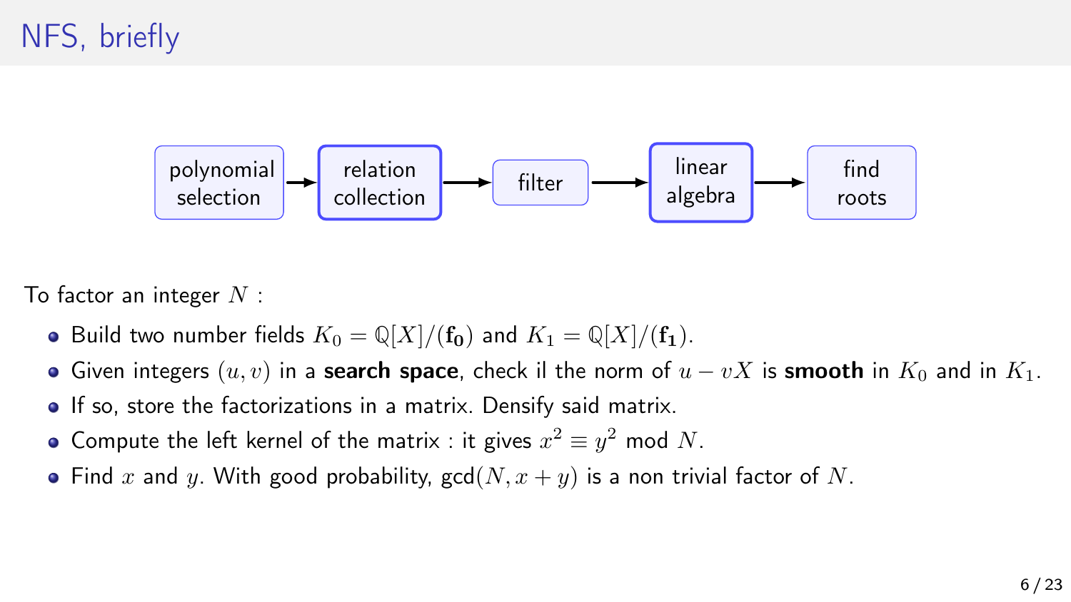# NFS, briefly

polynomial selection → relation collection → filter → linear algebra → find roots

To factor an integer $N$ :

- Build two number fields $K_0 = \mathbb{Q}[X]/(\mathbf{f_0})$ and $K_1 = \mathbb{Q}[X]/(\mathbf{f_1})$.
- Given integers $(u, v)$ in a **search space**, check il the norm of $u - vX$ is **smooth** in $K_0$ and in $K_1$.
- If so, store the factorizations in a matrix. Densify said matrix.
- Compute the left kernel of the matrix : it gives $x^2 \equiv y^2 \bmod N$.
- Find $x$ and $y$. With good probability, $\gcd(N, x + y)$ is a non trivial factor of $N$.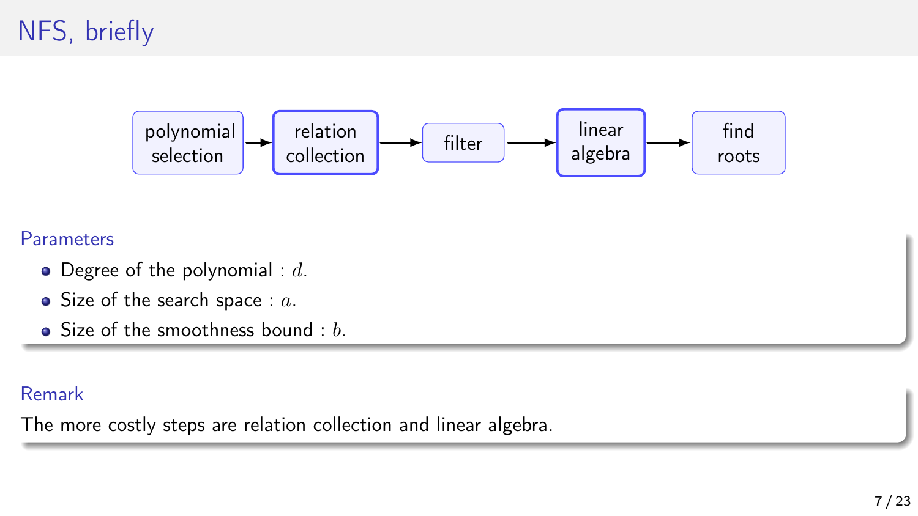# NFS, briefly

polynomial selection → relation collection → filter → linear algebra → find roots

### Parameters

- Degree of the polynomial : $d$.
- Size of the search space : $a$.
- Size of the smoothness bound : $b$.

### Remark

The more costly steps are relation collection and linear algebra.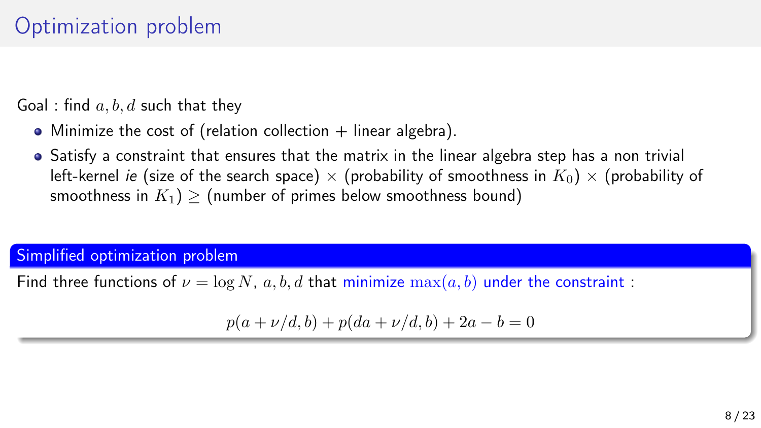# Optimization problem

Goal : find $a, b, d$ such that they

- Minimize the cost of (relation collection + linear algebra).
- Satisfy a constraint that ensures that the matrix in the linear algebra step has a non trivial left-kernel *ie* (size of the search space) $\times$ (probability of smoothness in $K_0$) $\times$ (probability of smoothness in $K_1$) $\geq$ (number of primes below smoothness bound)

**Simplified optimization problem**

Find three functions of $\nu = \log N$, $a, b, d$ that minimize $\max(a, b)$ under the constraint :

$$p(a + \nu/d, b) + p(da + \nu/d, b) + 2a - b = 0$$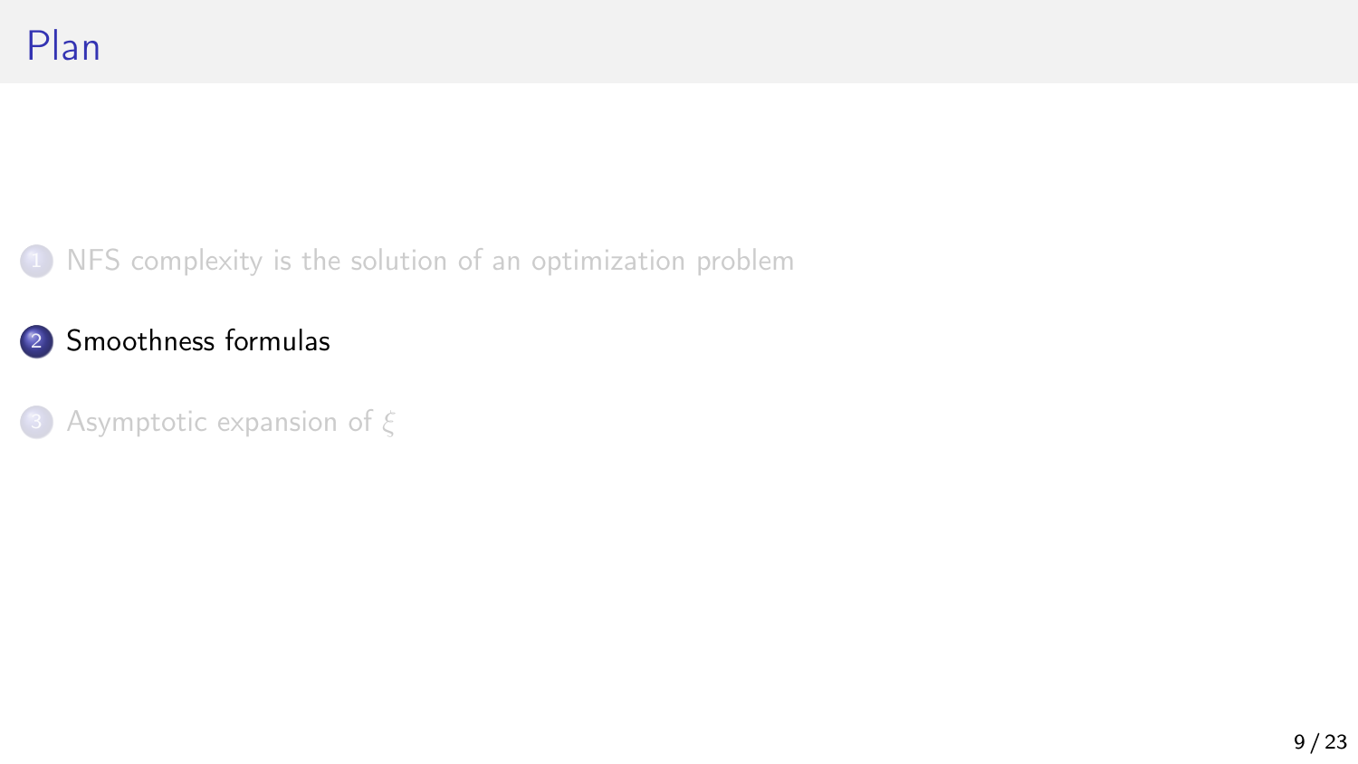# Plan

1. NFS complexity is the solution of an optimization problem
2. Smoothness formulas
3. Asymptotic expansion of $\xi$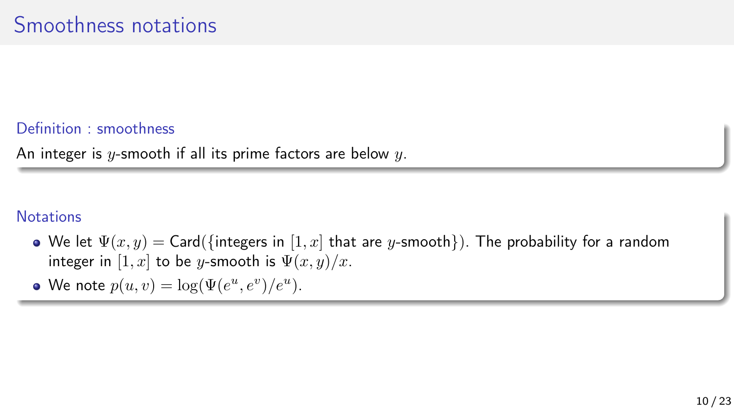# Smoothness notations

### Definition : smoothness

An integer is $y$-smooth if all its prime factors are below $y$.

### Notations

- We let $\Psi(x, y) = \text{Card}(\{\text{integers in } [1, x] \text{ that are } y\text{-smooth}\})$. The probability for a random integer in $[1, x]$ to be $y$-smooth is $\Psi(x, y)/x$.
- We note $p(u, v) = \log(\Psi(e^u, e^v)/e^u)$.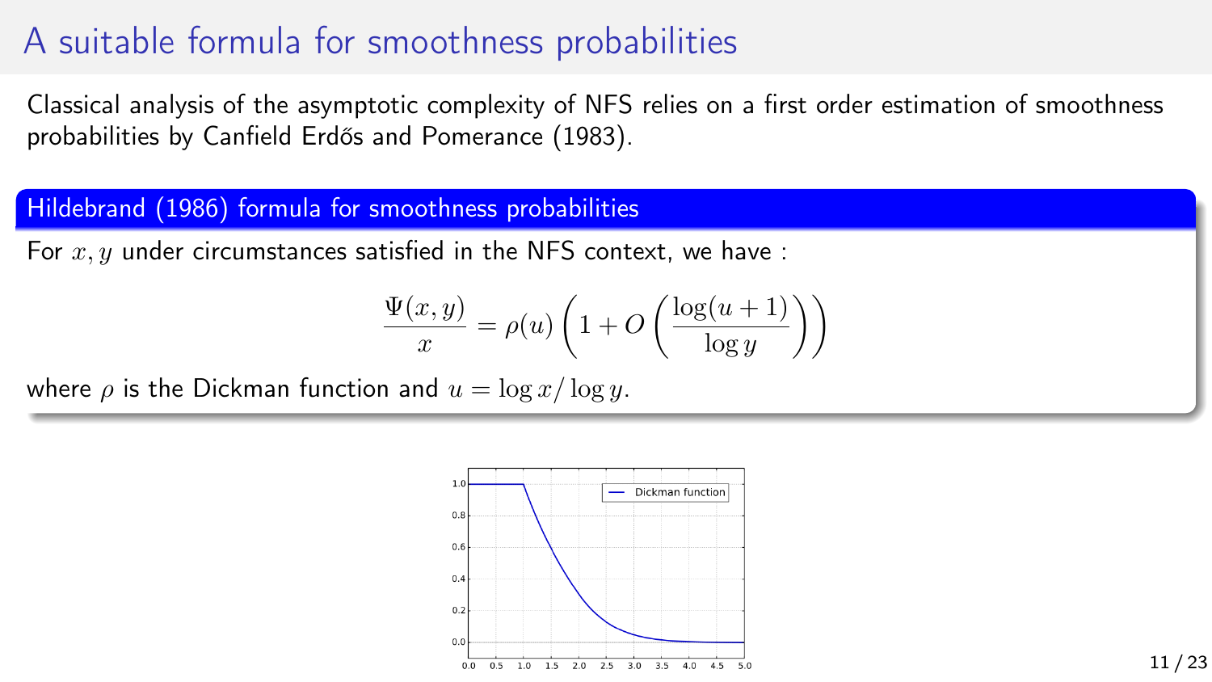# A suitable formula for smoothness probabilities

Classical analysis of the asymptotic complexity of NFS relies on a first order estimation of smoothness probabilities by Canfield Erdős and Pomerance (1983).

**Hildebrand (1986) formula for smoothness probabilities**

For $x, y$ under circumstances satisfied in the NFS context, we have :

$$\frac{\Psi(x,y)}{x} = \rho(u)\left(1 + O\left(\frac{\log(u+1)}{\log y}\right)\right)$$

where $\rho$ is the Dickman function and $u = \log x / \log y$.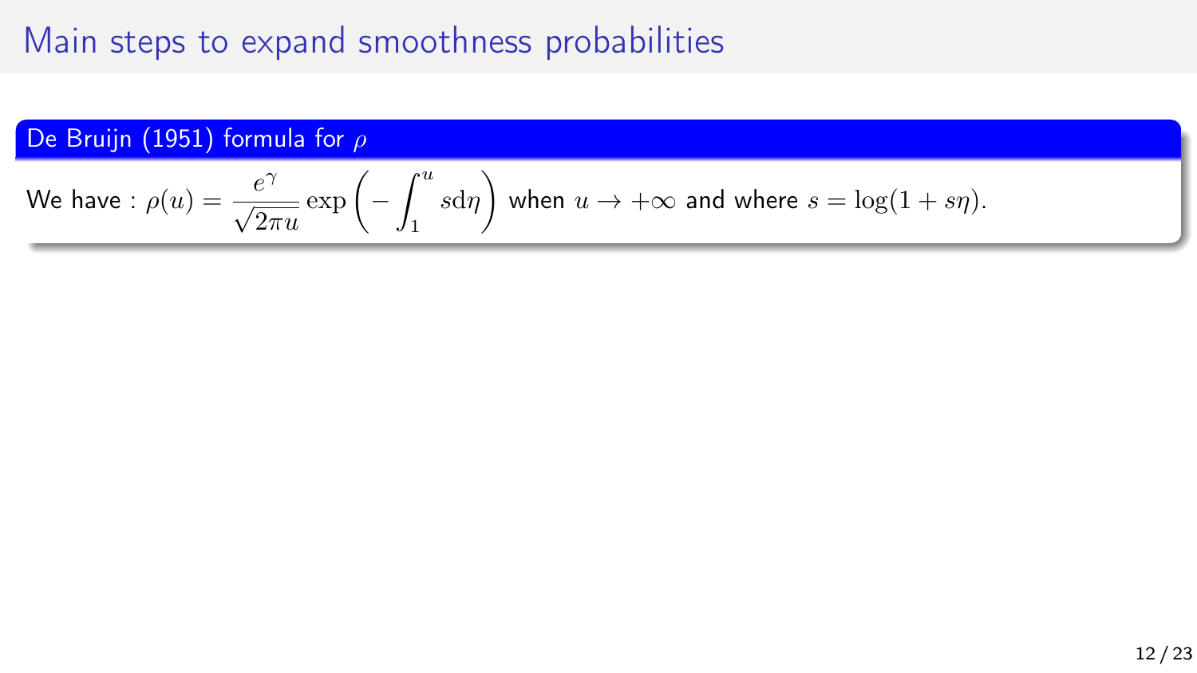# Main steps to expand smoothness probabilities

## De Bruijn (1951) formula for $\rho$

We have : $\rho(u) = \dfrac{e^{\gamma}}{\sqrt{2\pi u}} \exp\left(-\displaystyle\int_1^u s \mathrm{d}\eta\right)$ when $u \to +\infty$ and where $s = \log(1 + s\eta)$.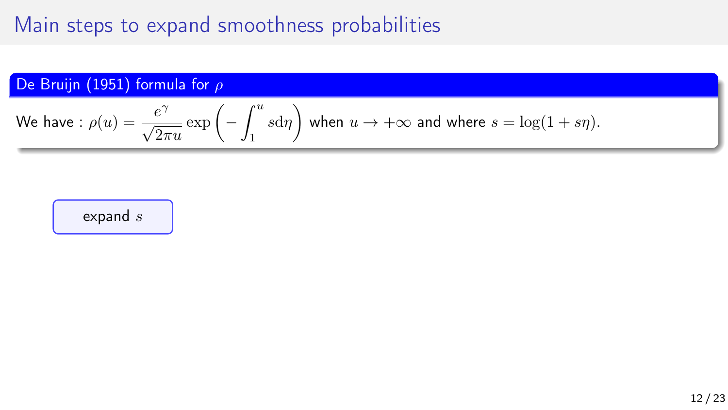# Main steps to expand smoothness probabilities

**De Bruijn (1951) formula for $\rho$**

We have : $\rho(u) = \dfrac{e^{\gamma}}{\sqrt{2\pi u}} \exp\left(-\displaystyle\int_1^u s \mathrm{d}\eta\right)$ when $u \to +\infty$ and where $s = \log(1 + s\eta)$.

expand $s$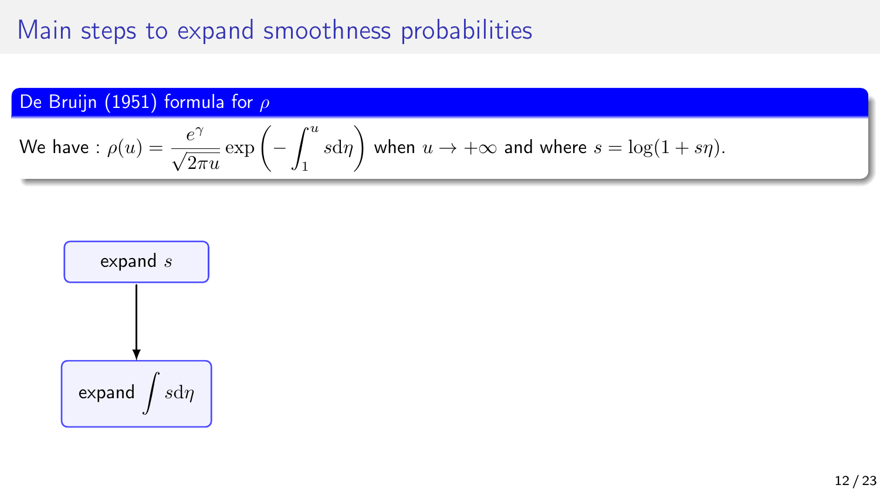# Main steps to expand smoothness probabilities

**De Bruijn (1951) formula for $\rho$**

We have : $\rho(u) = \dfrac{e^{\gamma}}{\sqrt{2\pi u}} \exp\left(-\displaystyle\int_1^u s \mathrm{d}\eta\right)$ when $u \to +\infty$ and where $s = \log(1 + s\eta)$.

expand $s$

↓

expand $\int s \mathrm{d}\eta$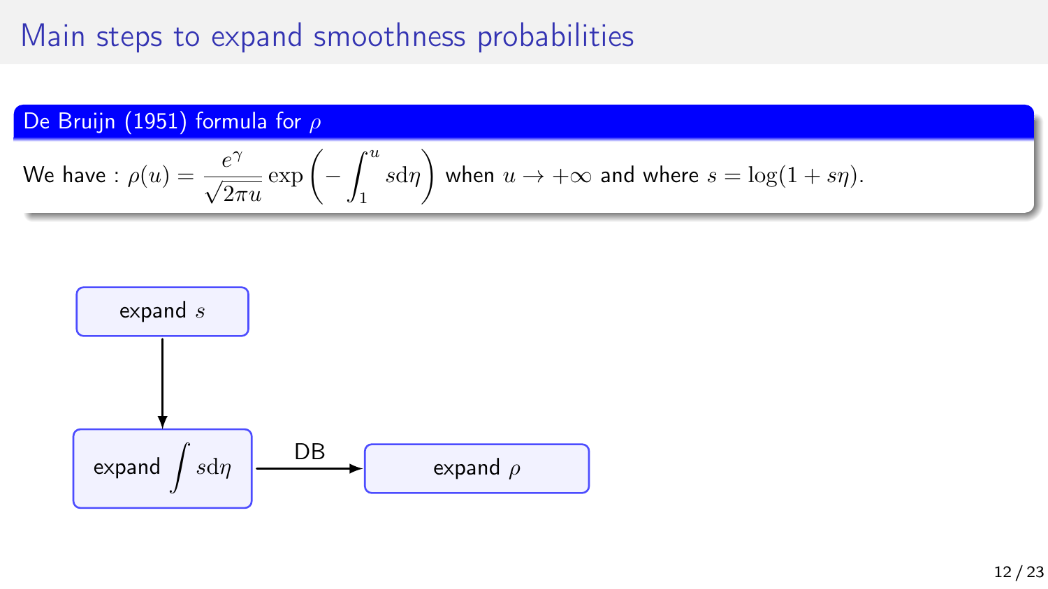# Main steps to expand smoothness probabilities

**De Bruijn (1951) formula for $\rho$**

We have : $\rho(u) = \dfrac{e^{\gamma}}{\sqrt{2\pi u}} \exp\left(-\int_1^u s \mathrm{d}\eta\right)$ when $u \to +\infty$ and where $s = \log(1 + s\eta)$.

expand $s$

↓

expand $\int s \mathrm{d}\eta$ —DB→ expand $\rho$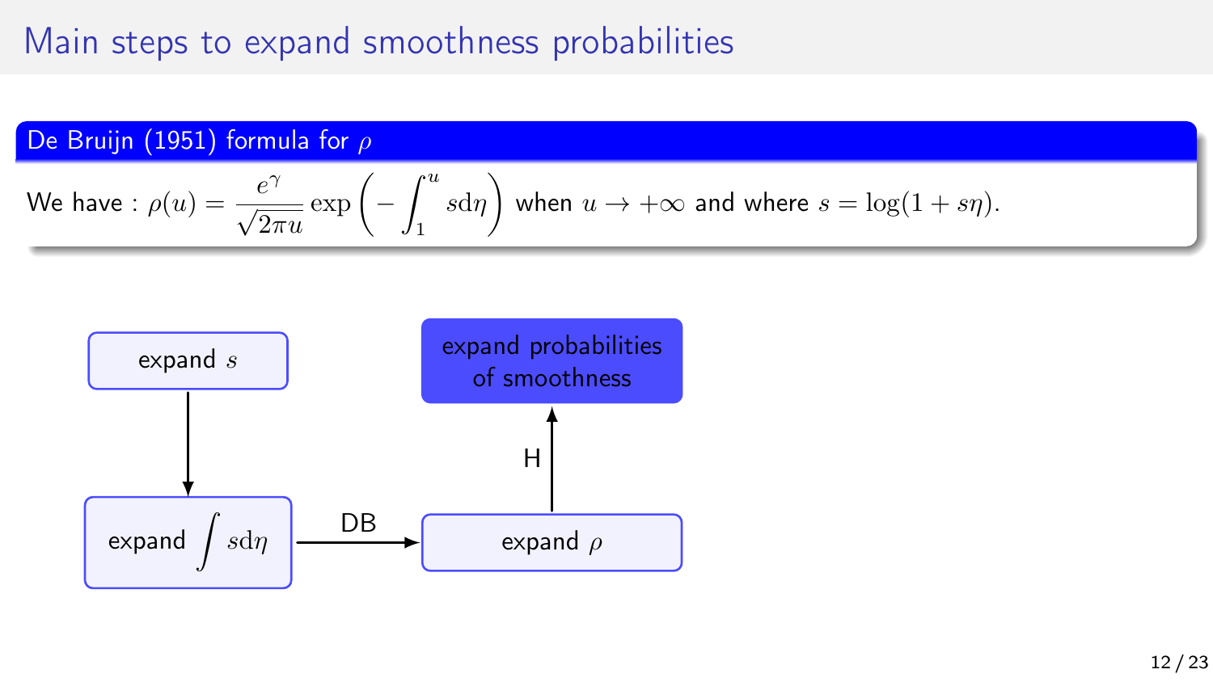# Main steps to expand smoothness probabilities

**De Bruijn (1951) formula for $\rho$**

We have : $\rho(u) = \dfrac{e^\gamma}{\sqrt{2\pi u}} \exp\left(-\displaystyle\int_1^u s \mathrm{d}\eta\right)$ when $u \to +\infty$ and where $s = \log(1 + s\eta)$.

- expand $s$ → expand $\int s \mathrm{d}\eta$
- expand $\int s \mathrm{d}\eta$ —DB→ expand $\rho$
- expand $\rho$ —H→ expand probabilities of smoothness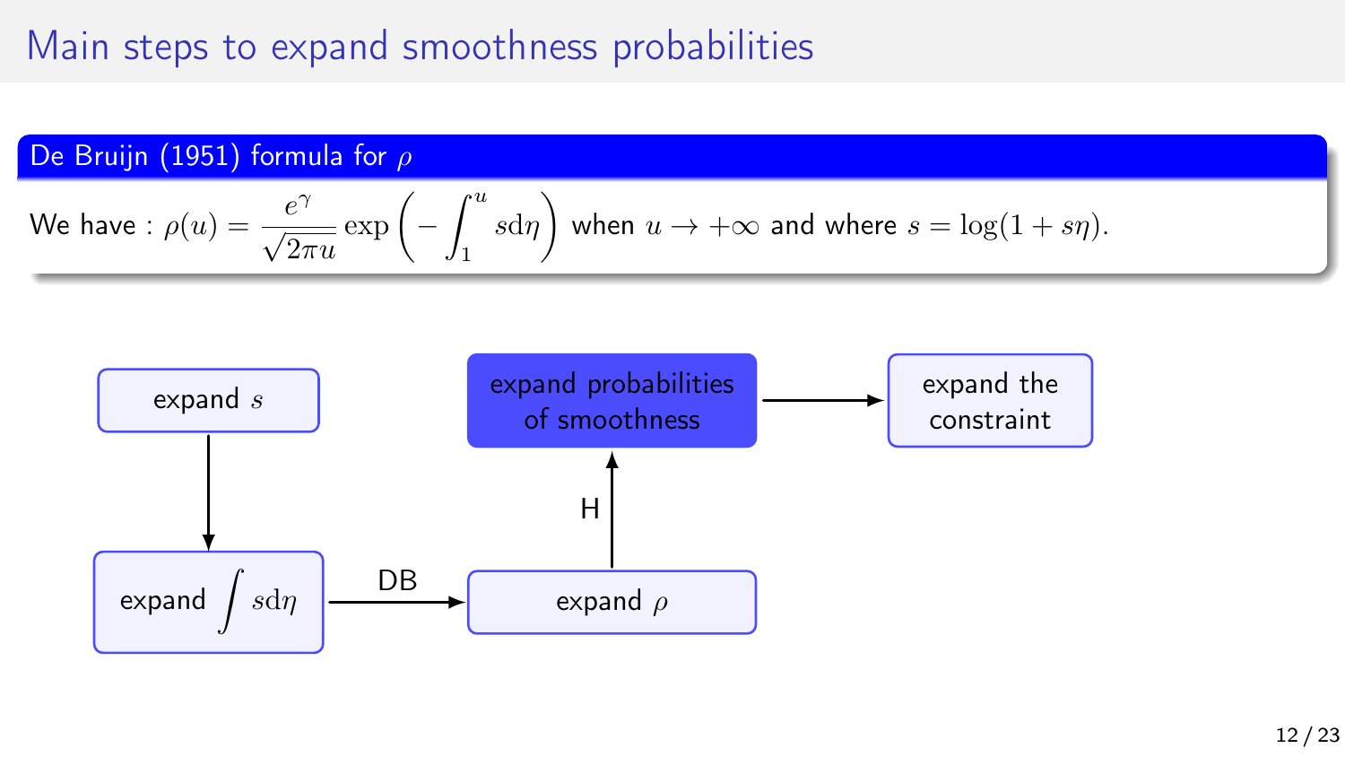# Main steps to expand smoothness probabilities

**De Bruijn (1951) formula for $\rho$**

We have : $\rho(u) = \frac{e^{\gamma}}{\sqrt{2\pi u}} \exp\left(-\int_1^u s \mathrm{d}\eta\right)$ when $u \to +\infty$ and where $s = \log(1 + s\eta)$.

- expand $s$ → expand $\int s \mathrm{d}\eta$
- expand $\int s \mathrm{d}\eta$ →(DB) expand $\rho$
- expand $\rho$ →(H) **expand probabilities of smoothness**
- expand probabilities of smoothness → expand the constraint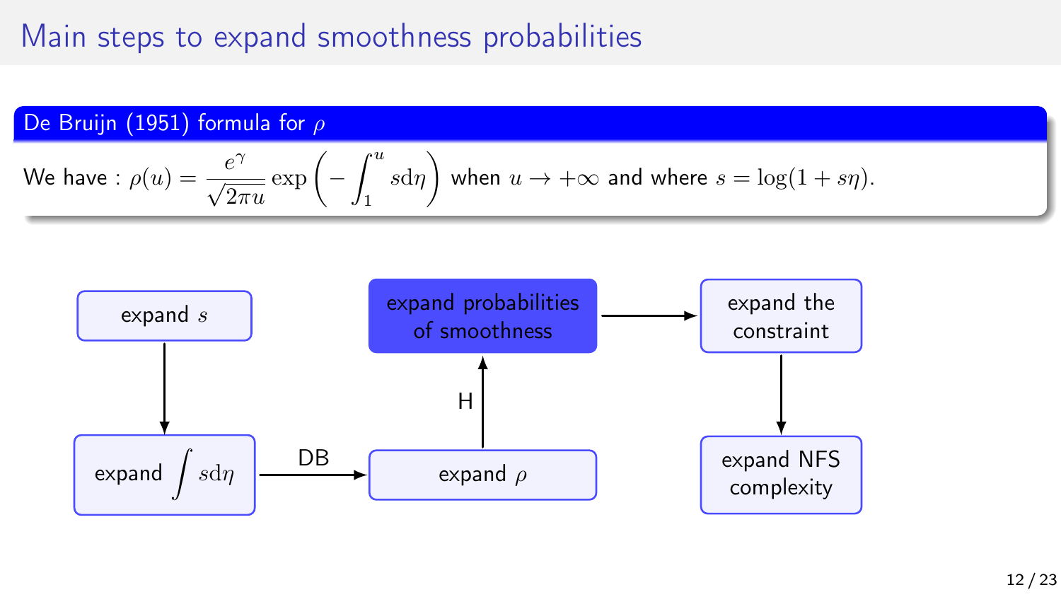# Main steps to expand smoothness probabilities

**De Bruijn (1951) formula for $\rho$**

We have : $\rho(u) = \dfrac{e^\gamma}{\sqrt{2\pi u}} \exp\left(-\int_1^u s \mathrm{d}\eta\right)$ when $u \to +\infty$ and where $s = \log(1 + s\eta)$.

- expand $s$ → expand $\int s\mathrm{d}\eta$
- expand $\int s\mathrm{d}\eta$ —DB→ expand $\rho$
- expand $\rho$ —H→ **expand probabilities of smoothness**
- expand probabilities of smoothness → expand the constraint
- expand the constraint → expand NFS complexity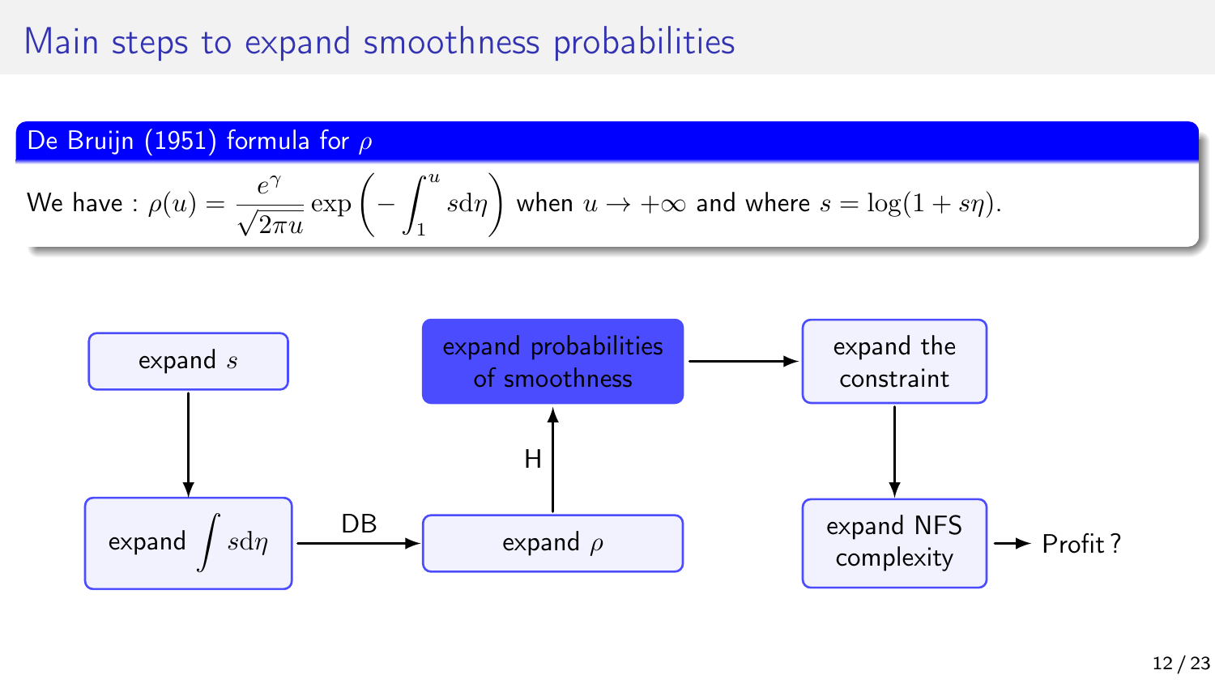# Main steps to expand smoothness probabilities

**De Bruijn (1951) formula for $\rho$**

We have : $\rho(u) = \frac{e^{\gamma}}{\sqrt{2\pi u}} \exp\left(-\int_1^u s \mathrm{d}\eta\right)$ when $u \to +\infty$ and where $s = \log(1 + s\eta)$.

- expand $s$ → expand $\int s \mathrm{d}\eta$
- expand $\int s \mathrm{d}\eta$ →(DB) expand $\rho$
- expand $\rho$ →(H) **expand probabilities of smoothness**
- expand probabilities of smoothness → expand the constraint
- expand the constraint → expand NFS complexity
- expand NFS complexity → Profit ?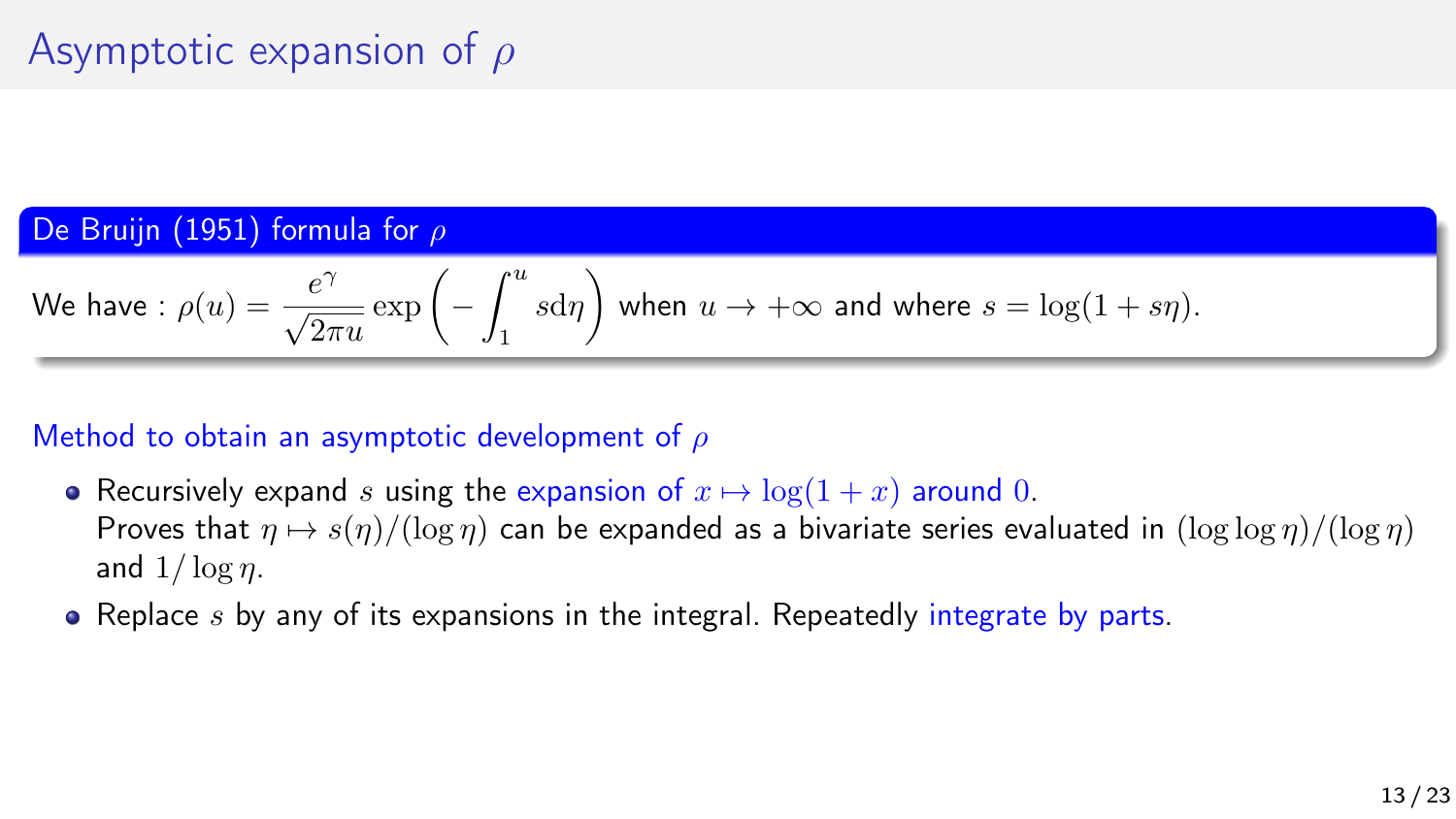# Asymptotic expansion of $\rho$

**De Bruijn (1951) formula for $\rho$**

We have : $\rho(u) = \dfrac{e^{\gamma}}{\sqrt{2\pi u}} \exp\left(-\int_1^u s \mathrm{d}\eta\right)$ when $u \to +\infty$ and where $s = \log(1 + s\eta)$.

Method to obtain an asymptotic development of $\rho$

- Recursively expand $s$ using the expansion of $x \mapsto \log(1+x)$ around $0$.
  Proves that $\eta \mapsto s(\eta)/(\log \eta)$ can be expanded as a bivariate series evaluated in $(\log\log \eta)/(\log \eta)$ and $1/\log \eta$.
- Replace $s$ by any of its expansions in the integral. Repeatedly integrate by parts.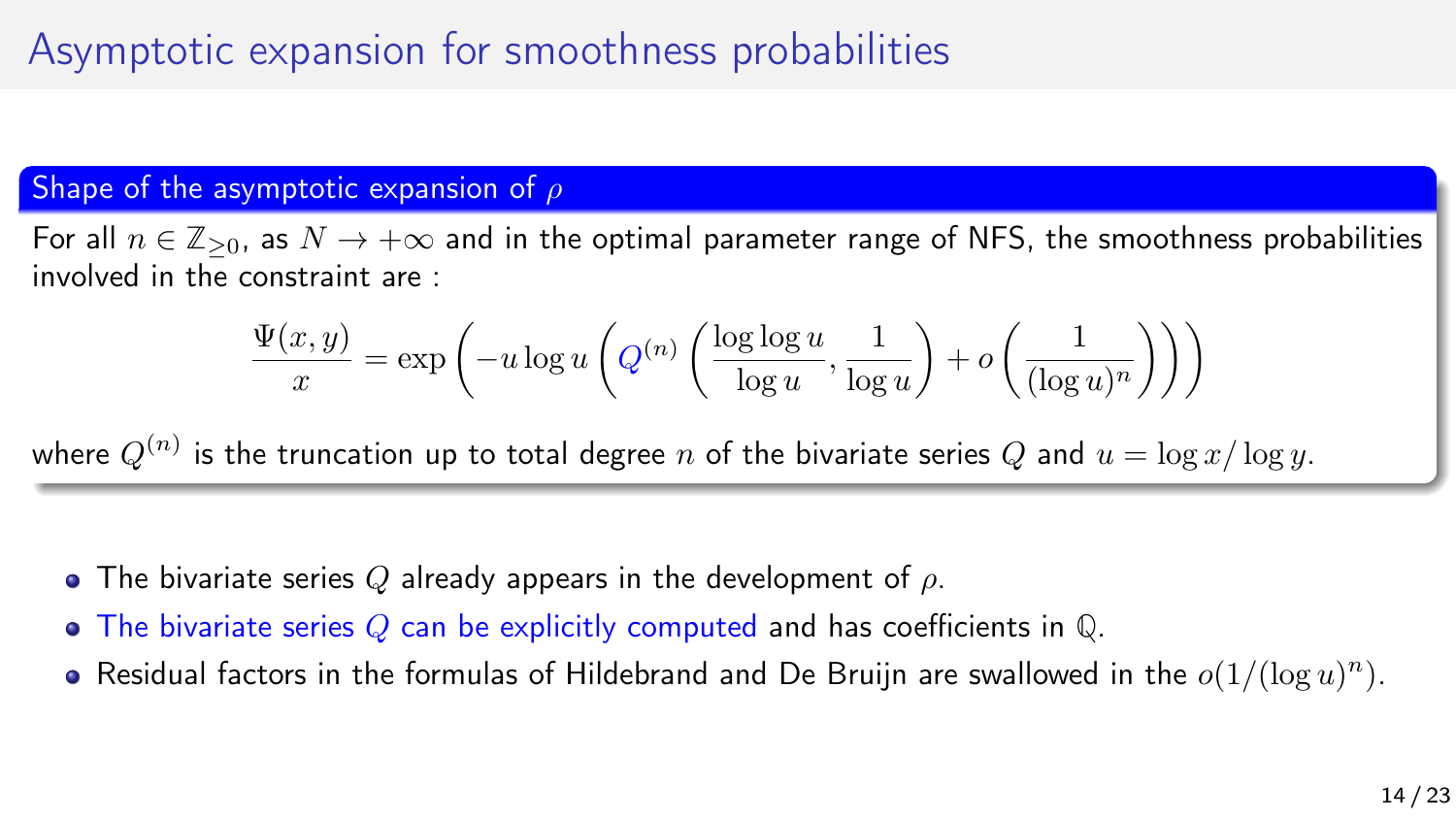# Asymptotic expansion for smoothness probabilities

### Shape of the asymptotic expansion of $\rho$

For all $n \in \mathbb{Z}_{\geq 0}$, as $N \to +\infty$ and in the optimal parameter range of NFS, the smoothness probabilities involved in the constraint are :

$$\frac{\Psi(x,y)}{x} = \exp\left(-u \log u \left(Q^{(n)}\left(\frac{\log\log u}{\log u}, \frac{1}{\log u}\right) + o\left(\frac{1}{(\log u)^n}\right)\right)\right)$$

where $Q^{(n)}$ is the truncation up to total degree $n$ of the bivariate series $Q$ and $u = \log x / \log y$.

- The bivariate series $Q$ already appears in the development of $\rho$.
- The bivariate series $Q$ can be explicitly computed and has coefficients in $\mathbb{Q}$.
- Residual factors in the formulas of Hildebrand and De Bruijn are swallowed in the $o(1/(\log u)^n)$.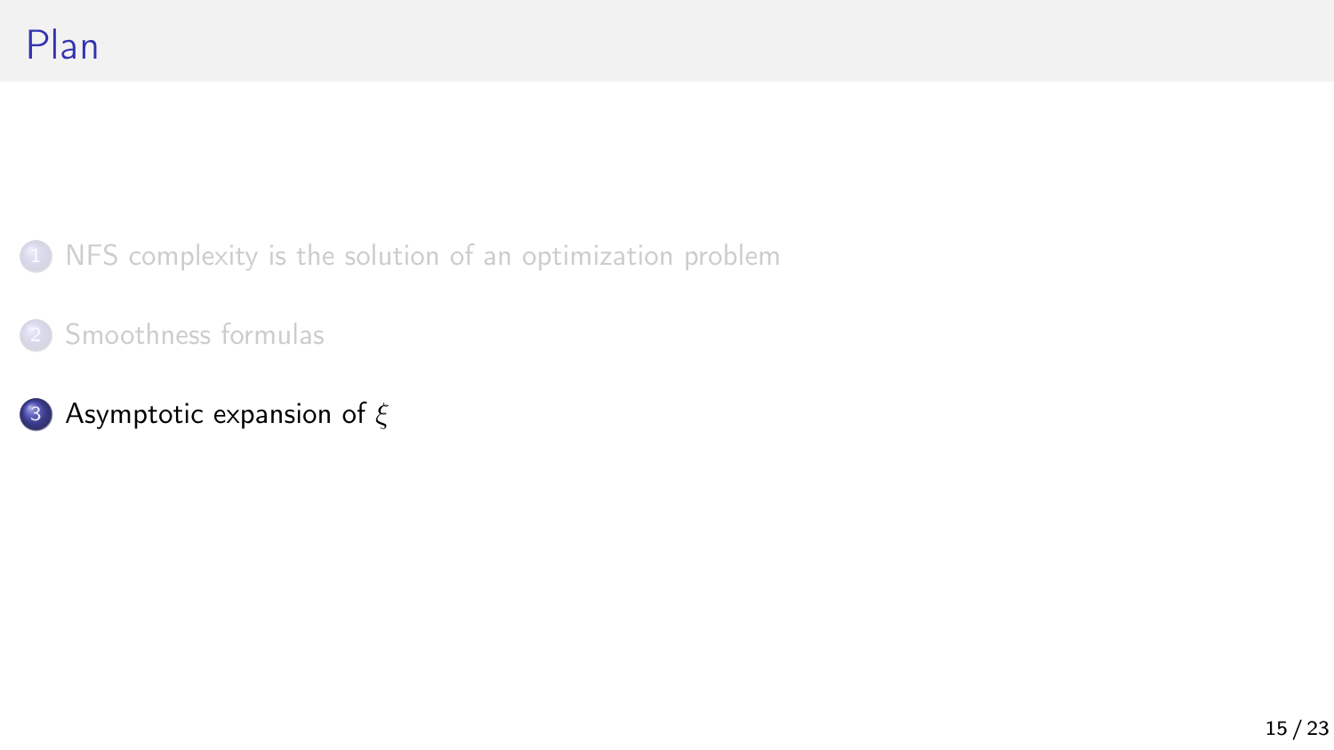# Plan

1. NFS complexity is the solution of an optimization problem
2. Smoothness formulas
3. Asymptotic expansion of $\xi$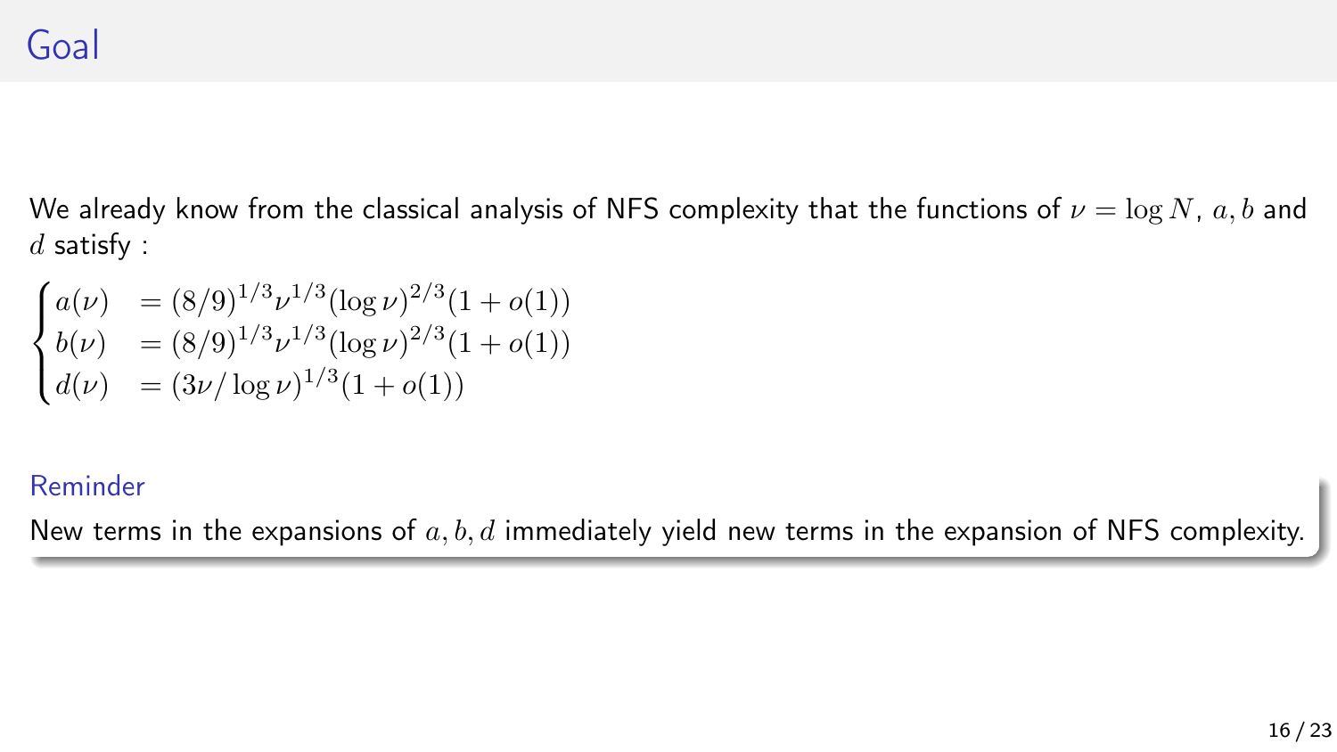# Goal

We already know from the classical analysis of NFS complexity that the functions of $\nu = \log N$, $a, b$ and $d$ satisfy :

$$
\begin{cases}
a(\nu) & = (8/9)^{1/3}\nu^{1/3}(\log \nu)^{2/3}(1 + o(1)) \\
b(\nu) & = (8/9)^{1/3}\nu^{1/3}(\log \nu)^{2/3}(1 + o(1)) \\
d(\nu) & = (3\nu/\log \nu)^{1/3}(1 + o(1))
\end{cases}
$$

### Reminder

New terms in the expansions of $a, b, d$ immediately yield new terms in the expansion of NFS complexity.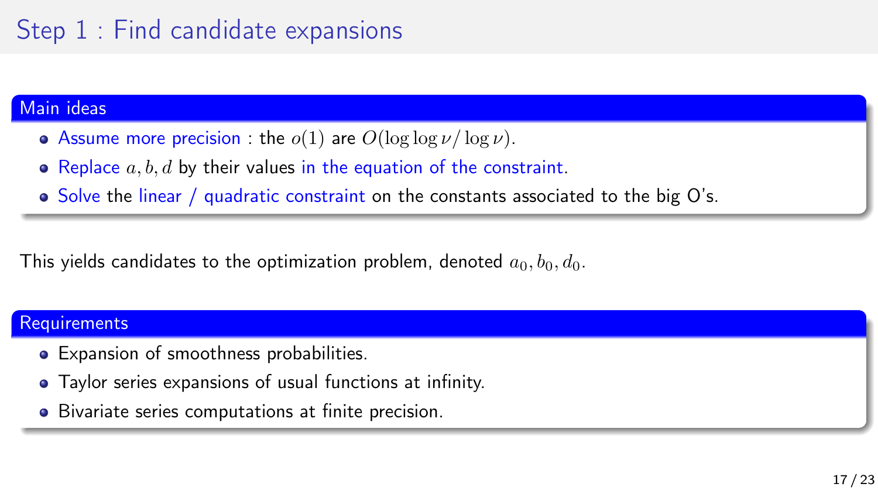# Step 1 : Find candidate expansions

### Main ideas

- Assume more precision : the $o(1)$ are $O(\log\log\nu/\log\nu)$.
- Replace $a, b, d$ by their values in the equation of the constraint.
- Solve the linear / quadratic constraint on the constants associated to the big O's.

This yields candidates to the optimization problem, denoted $a_0, b_0, d_0$.

### Requirements

- Expansion of smoothness probabilities.
- Taylor series expansions of usual functions at infinity.
- Bivariate series computations at finite precision.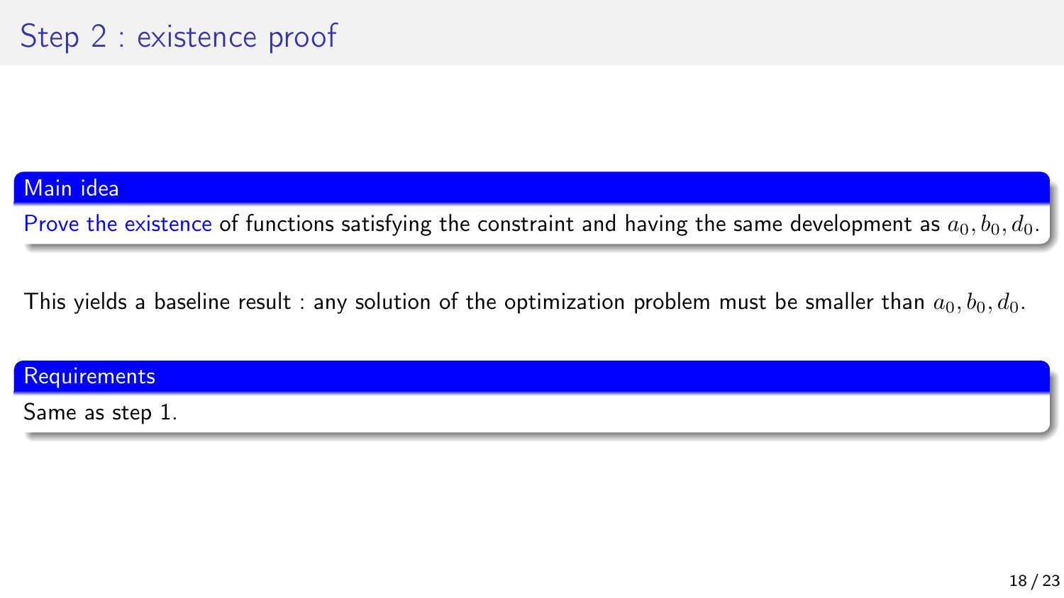# Step 2 : existence proof

### Main idea

Prove the existence of functions satisfying the constraint and having the same development as $a_0, b_0, d_0$.

This yields a baseline result : any solution of the optimization problem must be smaller than $a_0, b_0, d_0$.

### Requirements

Same as step 1.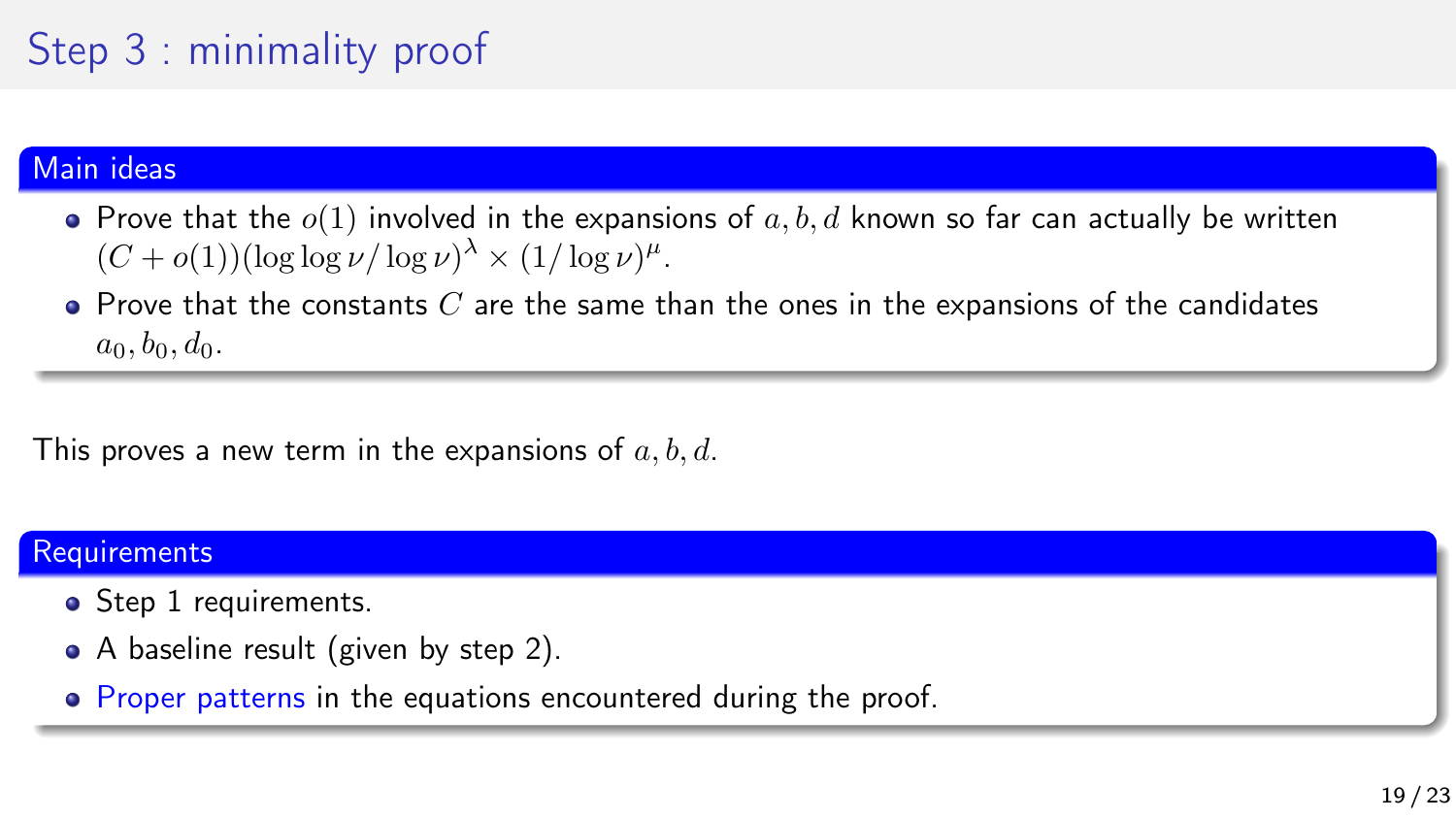# Step 3 : minimality proof

### Main ideas

- Prove that the $o(1)$ involved in the expansions of $a, b, d$ known so far can actually be written $(C + o(1))(\log\log\nu/\log\nu)^{\lambda} \times (1/\log\nu)^{\mu}$.
- Prove that the constants $C$ are the same than the ones in the expansions of the candidates $a_0, b_0, d_0$.

This proves a new term in the expansions of $a, b, d$.

### Requirements

- Step 1 requirements.
- A baseline result (given by step 2).
- Proper patterns in the equations encountered during the proof.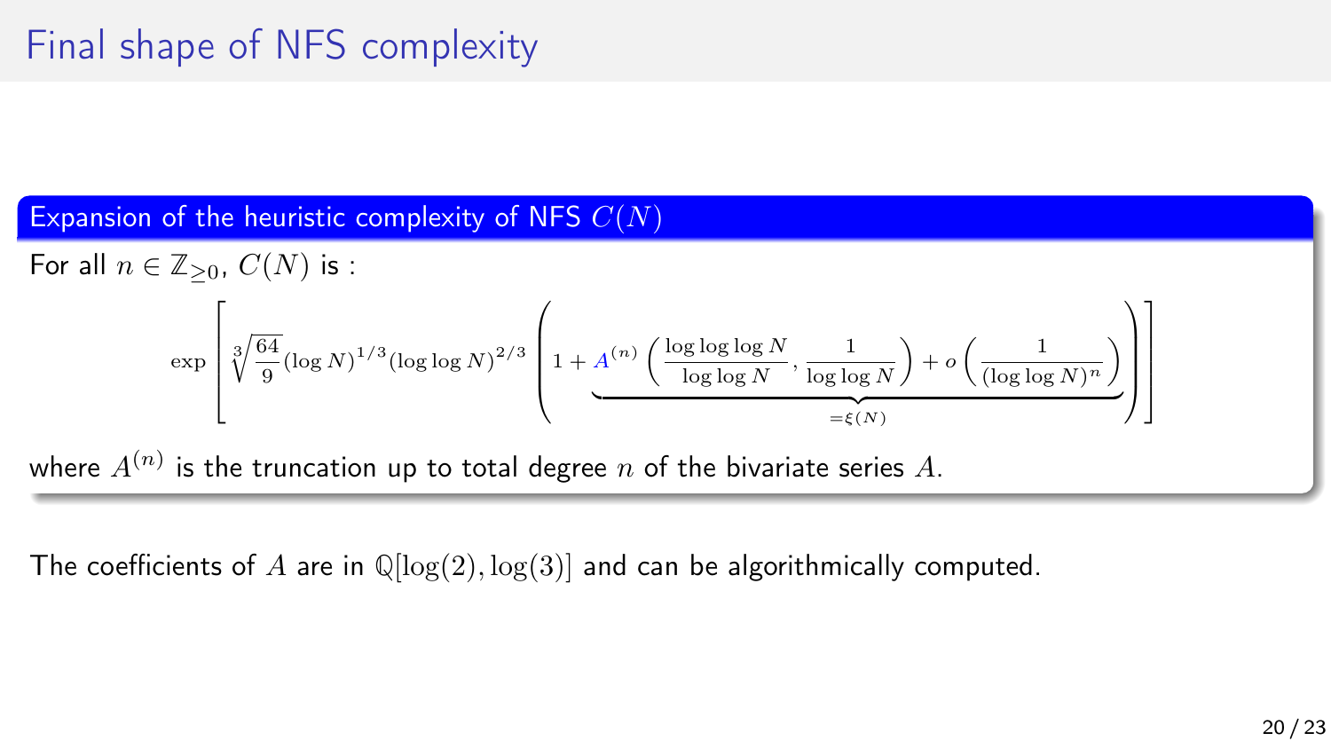# Final shape of NFS complexity

**Expansion of the heuristic complexity of NFS $C(N)$**

For all $n \in \mathbb{Z}_{\geq 0}$, $C(N)$ is :

$$\exp\left[\sqrt[3]{\frac{64}{9}}(\log N)^{1/3}(\log\log N)^{2/3}\left(1 + \underbrace{A^{(n)}\left(\frac{\log\log\log N}{\log\log N}, \frac{1}{\log\log N}\right) + o\left(\frac{1}{(\log\log N)^n}\right)}_{=\xi(N)}\right)\right]$$

where $A^{(n)}$ is the truncation up to total degree $n$ of the bivariate series $A$.

The coefficients of $A$ are in $\mathbb{Q}[\log(2), \log(3)]$ and can be algorithmically computed.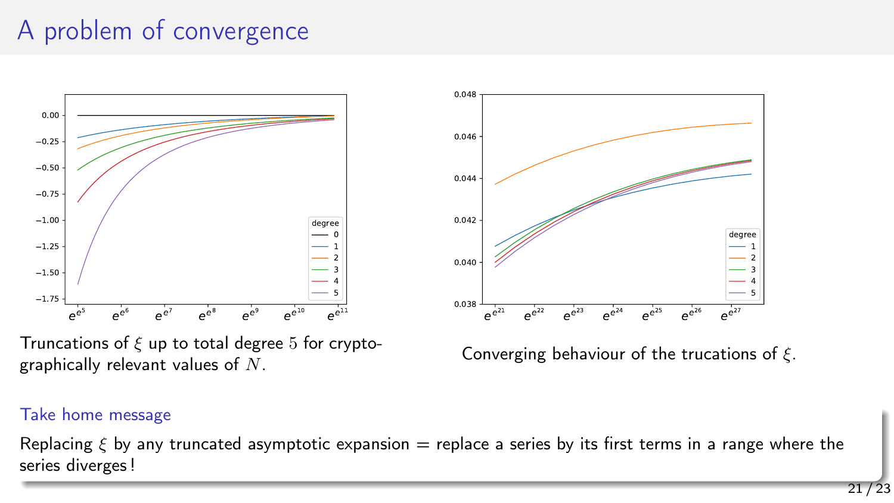# A problem of convergence

Truncations of $\xi$ up to total degree $5$ for cryptographically relevant values of $N$.

Converging behaviour of the trucations of $\xi$.

**Take home message**

Replacing $\xi$ by any truncated asymptotic expansion = replace a series by its first terms in a range where the series diverges !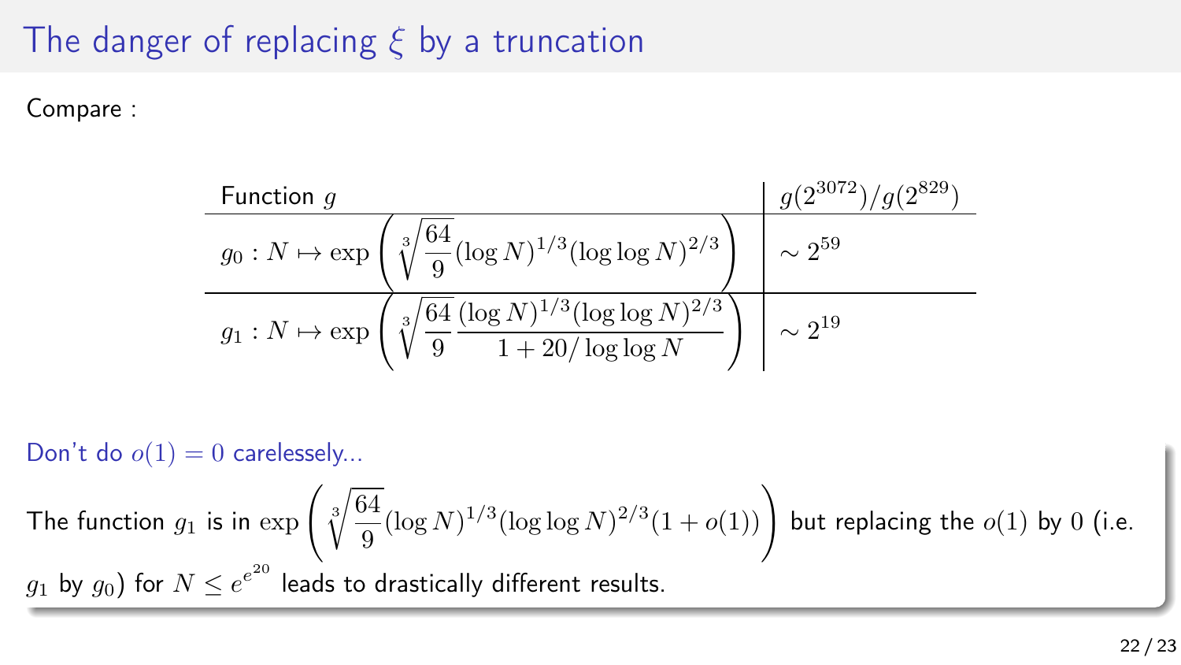# The danger of replacing $\xi$ by a truncation

Compare :

| Function $g$ | $g(2^{3072})/g(2^{829})$ |
|---|---|
| $g_0 : N \mapsto \exp\left(\sqrt[3]{\frac{64}{9}}(\log N)^{1/3}(\log\log N)^{2/3}\right)$ | $\sim 2^{59}$ |
| $g_1 : N \mapsto \exp\left(\sqrt[3]{\frac{64}{9}}\frac{(\log N)^{1/3}(\log\log N)^{2/3}}{1+20/\log\log N}\right)$ | $\sim 2^{19}$ |

Don't do $o(1) = 0$ carelessly...

The function $g_1$ is in $\exp\left(\sqrt[3]{\frac{64}{9}}(\log N)^{1/3}(\log\log N)^{2/3}(1+o(1))\right)$ but replacing the $o(1)$ by $0$ (i.e. $g_1$ by $g_0$) for $N \leq e^{e^{20}}$ leads to drastically different results.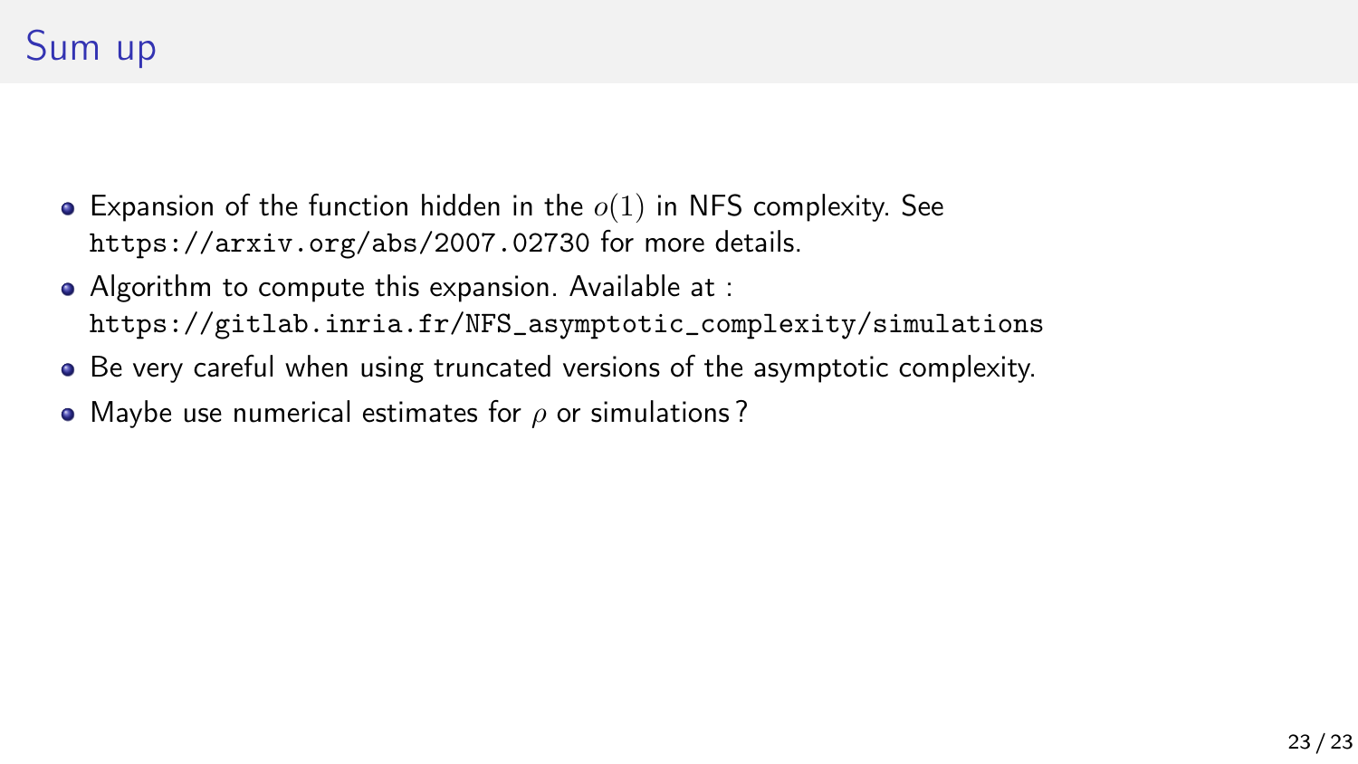# Sum up

- Expansion of the function hidden in the $o(1)$ in NFS complexity. See `https://arxiv.org/abs/2007.02730` for more details.
- Algorithm to compute this expansion. Available at : `https://gitlab.inria.fr/NFS_asymptotic_complexity/simulations`
- Be very careful when using truncated versions of the asymptotic complexity.
- Maybe use numerical estimates for $\rho$ or simulations ?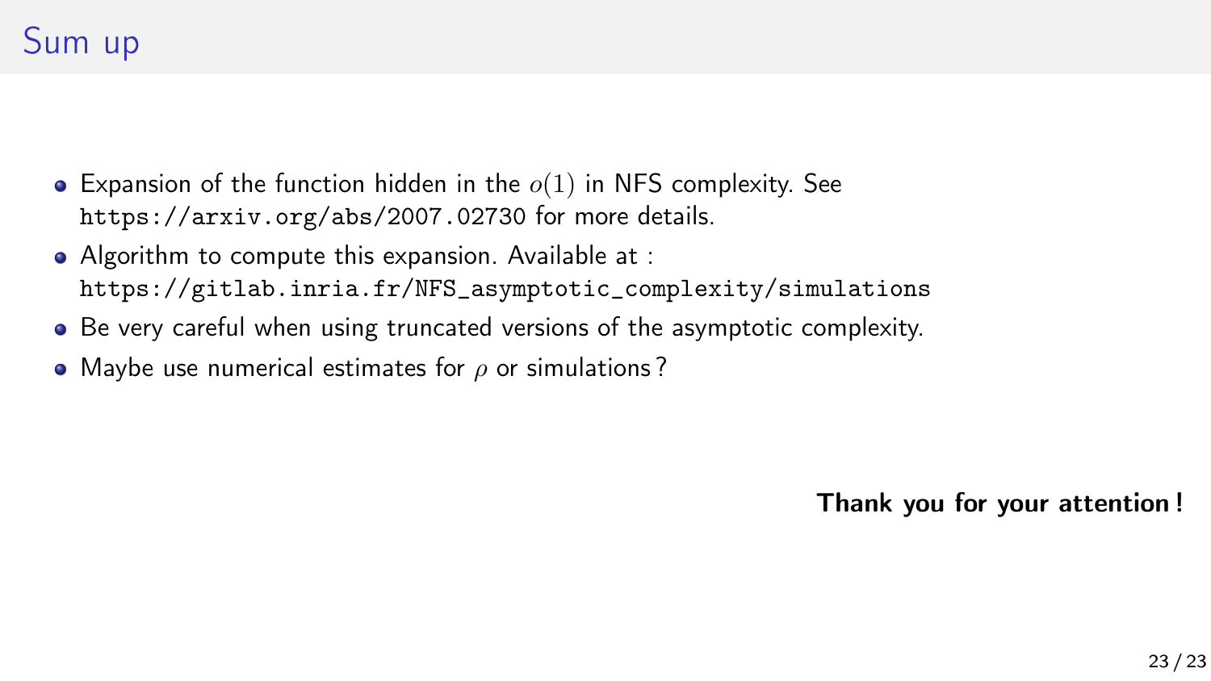# Sum up

- Expansion of the function hidden in the $o(1)$ in NFS complexity. See `https://arxiv.org/abs/2007.02730` for more details.
- Algorithm to compute this expansion. Available at : `https://gitlab.inria.fr/NFS_asymptotic_complexity/simulations`
- Be very careful when using truncated versions of the asymptotic complexity.
- Maybe use numerical estimates for $\rho$ or simulations ?

**Thank you for your attention !**